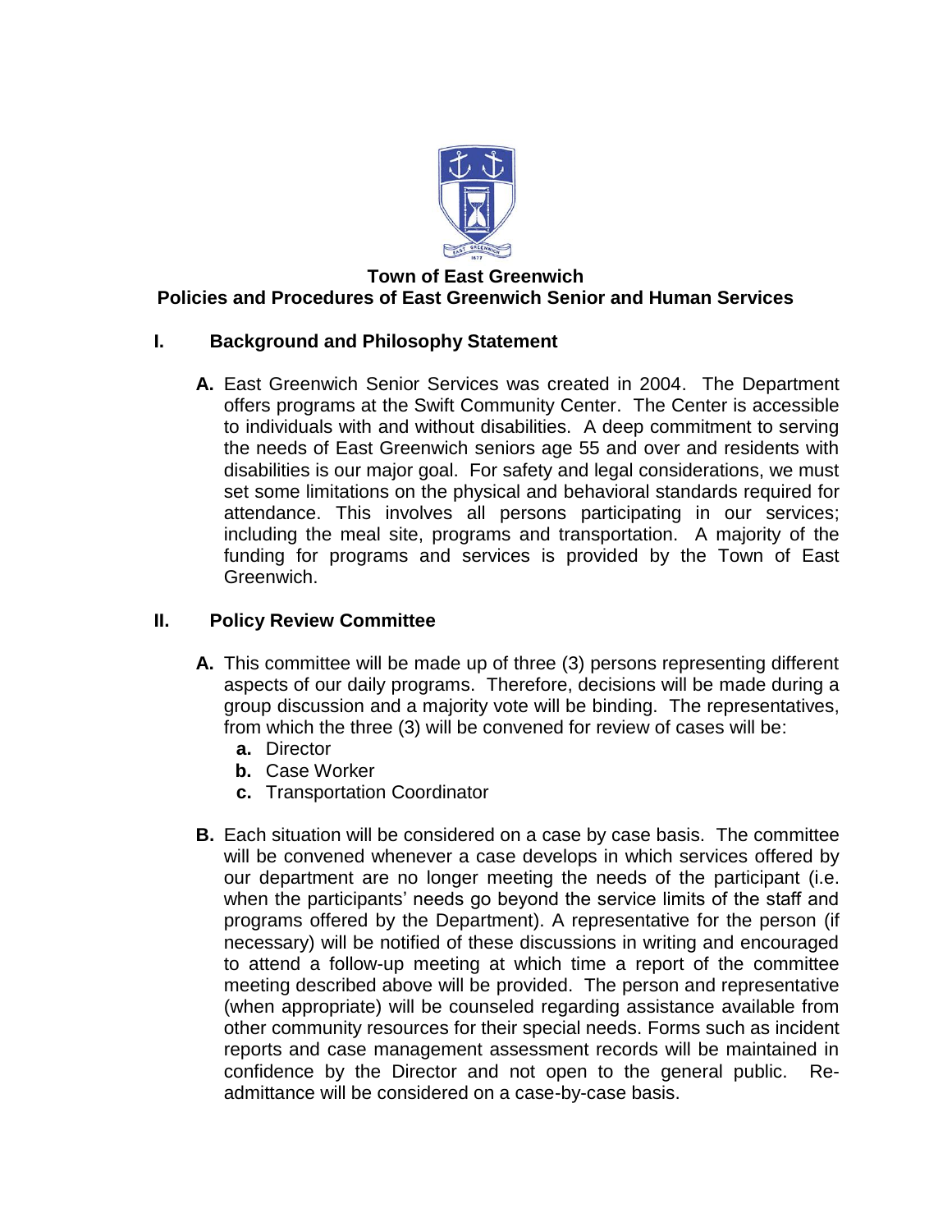# Town of East Greenwich
## Policies and Procedures of East Greenwich Senior and Human Services

### I. Background and Philosophy Statement

**A.** East Greenwich Senior Services was created in 2004. The Department offers programs at the Swift Community Center. The Center is accessible to individuals with and without disabilities. A deep commitment to serving the needs of East Greenwich seniors age 55 and over and residents with disabilities is our major goal. For safety and legal considerations, we must set some limitations on the physical and behavioral standards required for attendance. This involves all persons participating in our services; including the meal site, programs and transportation. A majority of the funding for programs and services is provided by the Town of East Greenwich.

### II. Policy Review Committee

**A.** This committee will be made up of three (3) persons representing different aspects of our daily programs. Therefore, decisions will be made during a group discussion and a majority vote will be binding. The representatives, from which the three (3) will be convened for review of cases will be:

- **a.** Director
- **b.** Case Worker
- **c.** Transportation Coordinator

**B.** Each situation will be considered on a case by case basis. The committee will be convened whenever a case develops in which services offered by our department are no longer meeting the needs of the participant (i.e. when the participants' needs go beyond the service limits of the staff and programs offered by the Department). A representative for the person (if necessary) will be notified of these discussions in writing and encouraged to attend a follow-up meeting at which time a report of the committee meeting described above will be provided. The person and representative (when appropriate) will be counseled regarding assistance available from other community resources for their special needs. Forms such as incident reports and case management assessment records will be maintained in confidence by the Director and not open to the general public. Re-admittance will be considered on a case-by-case basis.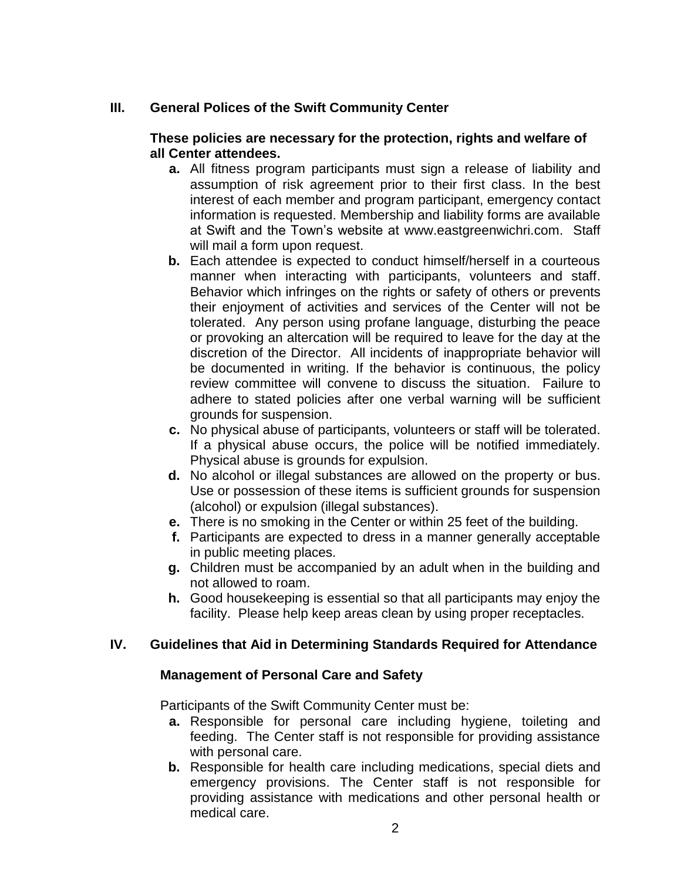## III. General Polices of the Swift Community Center

**These policies are necessary for the protection, rights and welfare of all Center attendees.**

- **a.** All fitness program participants must sign a release of liability and assumption of risk agreement prior to their first class. In the best interest of each member and program participant, emergency contact information is requested. Membership and liability forms are available at Swift and the Town's website at www.eastgreenwichri.com. Staff will mail a form upon request.
- **b.** Each attendee is expected to conduct himself/herself in a courteous manner when interacting with participants, volunteers and staff. Behavior which infringes on the rights or safety of others or prevents their enjoyment of activities and services of the Center will not be tolerated. Any person using profane language, disturbing the peace or provoking an altercation will be required to leave for the day at the discretion of the Director. All incidents of inappropriate behavior will be documented in writing. If the behavior is continuous, the policy review committee will convene to discuss the situation. Failure to adhere to stated policies after one verbal warning will be sufficient grounds for suspension.
- **c.** No physical abuse of participants, volunteers or staff will be tolerated. If a physical abuse occurs, the police will be notified immediately. Physical abuse is grounds for expulsion.
- **d.** No alcohol or illegal substances are allowed on the property or bus. Use or possession of these items is sufficient grounds for suspension (alcohol) or expulsion (illegal substances).
- **e.** There is no smoking in the Center or within 25 feet of the building.
- **f.** Participants are expected to dress in a manner generally acceptable in public meeting places.
- **g.** Children must be accompanied by an adult when in the building and not allowed to roam.
- **h.** Good housekeeping is essential so that all participants may enjoy the facility. Please help keep areas clean by using proper receptacles.

## IV. Guidelines that Aid in Determining Standards Required for Attendance

### Management of Personal Care and Safety

Participants of the Swift Community Center must be:

- **a.** Responsible for personal care including hygiene, toileting and feeding. The Center staff is not responsible for providing assistance with personal care.
- **b.** Responsible for health care including medications, special diets and emergency provisions. The Center staff is not responsible for providing assistance with medications and other personal health or medical care.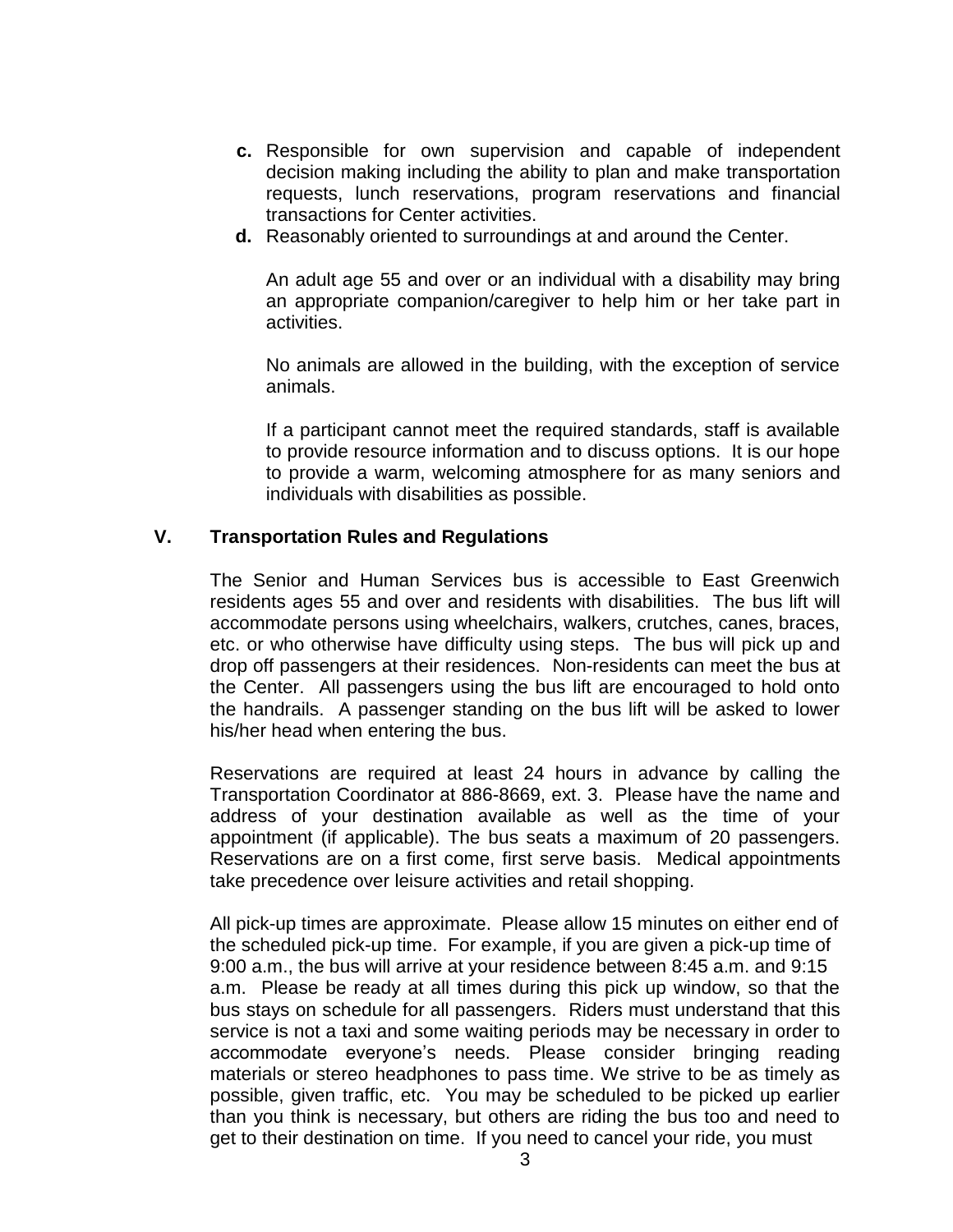**c.** Responsible for own supervision and capable of independent decision making including the ability to plan and make transportation requests, lunch reservations, program reservations and financial transactions for Center activities.

**d.** Reasonably oriented to surroundings at and around the Center.

An adult age 55 and over or an individual with a disability may bring an appropriate companion/caregiver to help him or her take part in activities.

No animals are allowed in the building, with the exception of service animals.

If a participant cannot meet the required standards, staff is available to provide resource information and to discuss options. It is our hope to provide a warm, welcoming atmosphere for as many seniors and individuals with disabilities as possible.

## V. Transportation Rules and Regulations

The Senior and Human Services bus is accessible to East Greenwich residents ages 55 and over and residents with disabilities. The bus lift will accommodate persons using wheelchairs, walkers, crutches, canes, braces, etc. or who otherwise have difficulty using steps. The bus will pick up and drop off passengers at their residences. Non-residents can meet the bus at the Center. All passengers using the bus lift are encouraged to hold onto the handrails. A passenger standing on the bus lift will be asked to lower his/her head when entering the bus.

Reservations are required at least 24 hours in advance by calling the Transportation Coordinator at 886-8669, ext. 3. Please have the name and address of your destination available as well as the time of your appointment (if applicable). The bus seats a maximum of 20 passengers. Reservations are on a first come, first serve basis. Medical appointments take precedence over leisure activities and retail shopping.

All pick-up times are approximate. Please allow 15 minutes on either end of the scheduled pick-up time. For example, if you are given a pick-up time of 9:00 a.m., the bus will arrive at your residence between 8:45 a.m. and 9:15 a.m. Please be ready at all times during this pick up window, so that the bus stays on schedule for all passengers. Riders must understand that this service is not a taxi and some waiting periods may be necessary in order to accommodate everyone's needs. Please consider bringing reading materials or stereo headphones to pass time. We strive to be as timely as possible, given traffic, etc. You may be scheduled to be picked up earlier than you think is necessary, but others are riding the bus too and need to get to their destination on time. If you need to cancel your ride, you must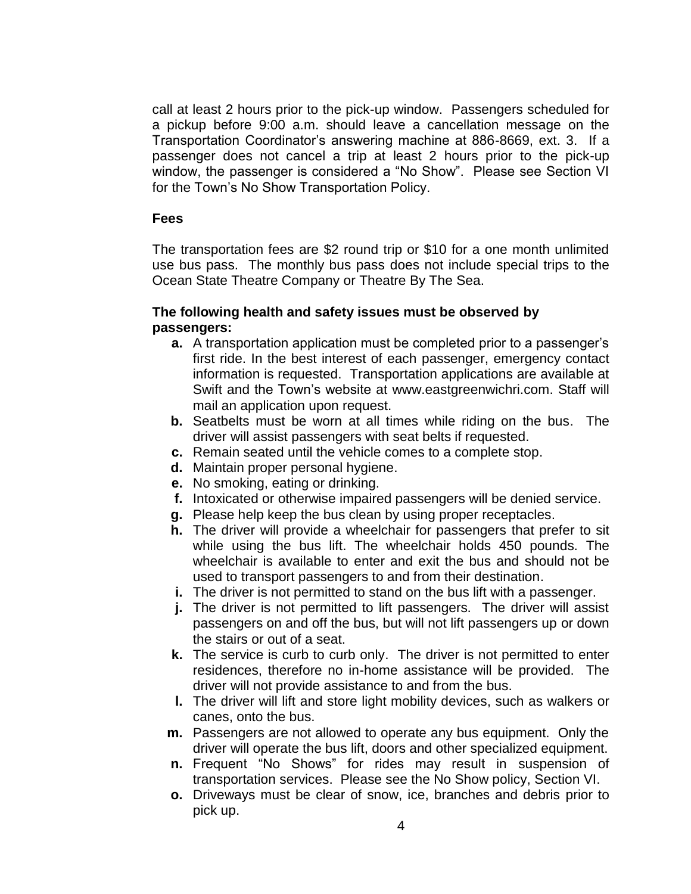call at least 2 hours prior to the pick-up window. Passengers scheduled for a pickup before 9:00 a.m. should leave a cancellation message on the Transportation Coordinator's answering machine at 886-8669, ext. 3. If a passenger does not cancel a trip at least 2 hours prior to the pick-up window, the passenger is considered a "No Show". Please see Section VI for the Town's No Show Transportation Policy.

**Fees**

The transportation fees are $2 round trip or $10 for a one month unlimited use bus pass. The monthly bus pass does not include special trips to the Ocean State Theatre Company or Theatre By The Sea.

**The following health and safety issues must be observed by passengers:**

- **a.** A transportation application must be completed prior to a passenger's first ride. In the best interest of each passenger, emergency contact information is requested. Transportation applications are available at Swift and the Town's website at www.eastgreenwichri.com. Staff will mail an application upon request.
- **b.** Seatbelts must be worn at all times while riding on the bus. The driver will assist passengers with seat belts if requested.
- **c.** Remain seated until the vehicle comes to a complete stop.
- **d.** Maintain proper personal hygiene.
- **e.** No smoking, eating or drinking.
- **f.** Intoxicated or otherwise impaired passengers will be denied service.
- **g.** Please help keep the bus clean by using proper receptacles.
- **h.** The driver will provide a wheelchair for passengers that prefer to sit while using the bus lift. The wheelchair holds 450 pounds. The wheelchair is available to enter and exit the bus and should not be used to transport passengers to and from their destination.
- **i.** The driver is not permitted to stand on the bus lift with a passenger.
- **j.** The driver is not permitted to lift passengers. The driver will assist passengers on and off the bus, but will not lift passengers up or down the stairs or out of a seat.
- **k.** The service is curb to curb only. The driver is not permitted to enter residences, therefore no in-home assistance will be provided. The driver will not provide assistance to and from the bus.
- **l.** The driver will lift and store light mobility devices, such as walkers or canes, onto the bus.
- **m.** Passengers are not allowed to operate any bus equipment. Only the driver will operate the bus lift, doors and other specialized equipment.
- **n.** Frequent "No Shows" for rides may result in suspension of transportation services. Please see the No Show policy, Section VI.
- **o.** Driveways must be clear of snow, ice, branches and debris prior to pick up.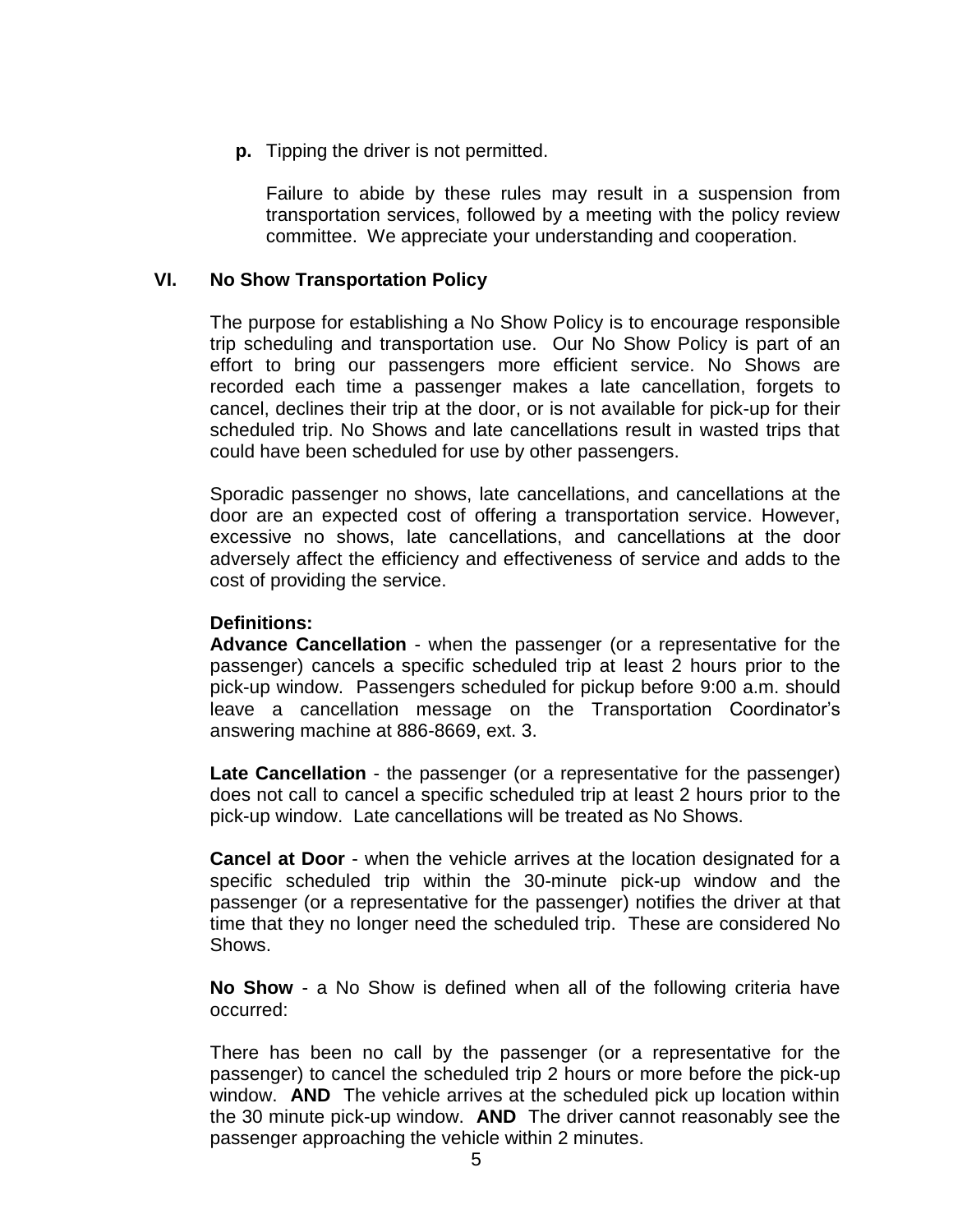**p.** Tipping the driver is not permitted.

Failure to abide by these rules may result in a suspension from transportation services, followed by a meeting with the policy review committee. We appreciate your understanding and cooperation.

## VI. No Show Transportation Policy

The purpose for establishing a No Show Policy is to encourage responsible trip scheduling and transportation use. Our No Show Policy is part of an effort to bring our passengers more efficient service. No Shows are recorded each time a passenger makes a late cancellation, forgets to cancel, declines their trip at the door, or is not available for pick-up for their scheduled trip. No Shows and late cancellations result in wasted trips that could have been scheduled for use by other passengers.

Sporadic passenger no shows, late cancellations, and cancellations at the door are an expected cost of offering a transportation service. However, excessive no shows, late cancellations, and cancellations at the door adversely affect the efficiency and effectiveness of service and adds to the cost of providing the service.

**Definitions:**

**Advance Cancellation** - when the passenger (or a representative for the passenger) cancels a specific scheduled trip at least 2 hours prior to the pick-up window. Passengers scheduled for pickup before 9:00 a.m. should leave a cancellation message on the Transportation Coordinator's answering machine at 886-8669, ext. 3.

**Late Cancellation** - the passenger (or a representative for the passenger) does not call to cancel a specific scheduled trip at least 2 hours prior to the pick-up window. Late cancellations will be treated as No Shows.

**Cancel at Door** - when the vehicle arrives at the location designated for a specific scheduled trip within the 30-minute pick-up window and the passenger (or a representative for the passenger) notifies the driver at that time that they no longer need the scheduled trip. These are considered No Shows.

**No Show** - a No Show is defined when all of the following criteria have occurred:

There has been no call by the passenger (or a representative for the passenger) to cancel the scheduled trip 2 hours or more before the pick-up window. **AND** The vehicle arrives at the scheduled pick up location within the 30 minute pick-up window. **AND** The driver cannot reasonably see the passenger approaching the vehicle within 2 minutes.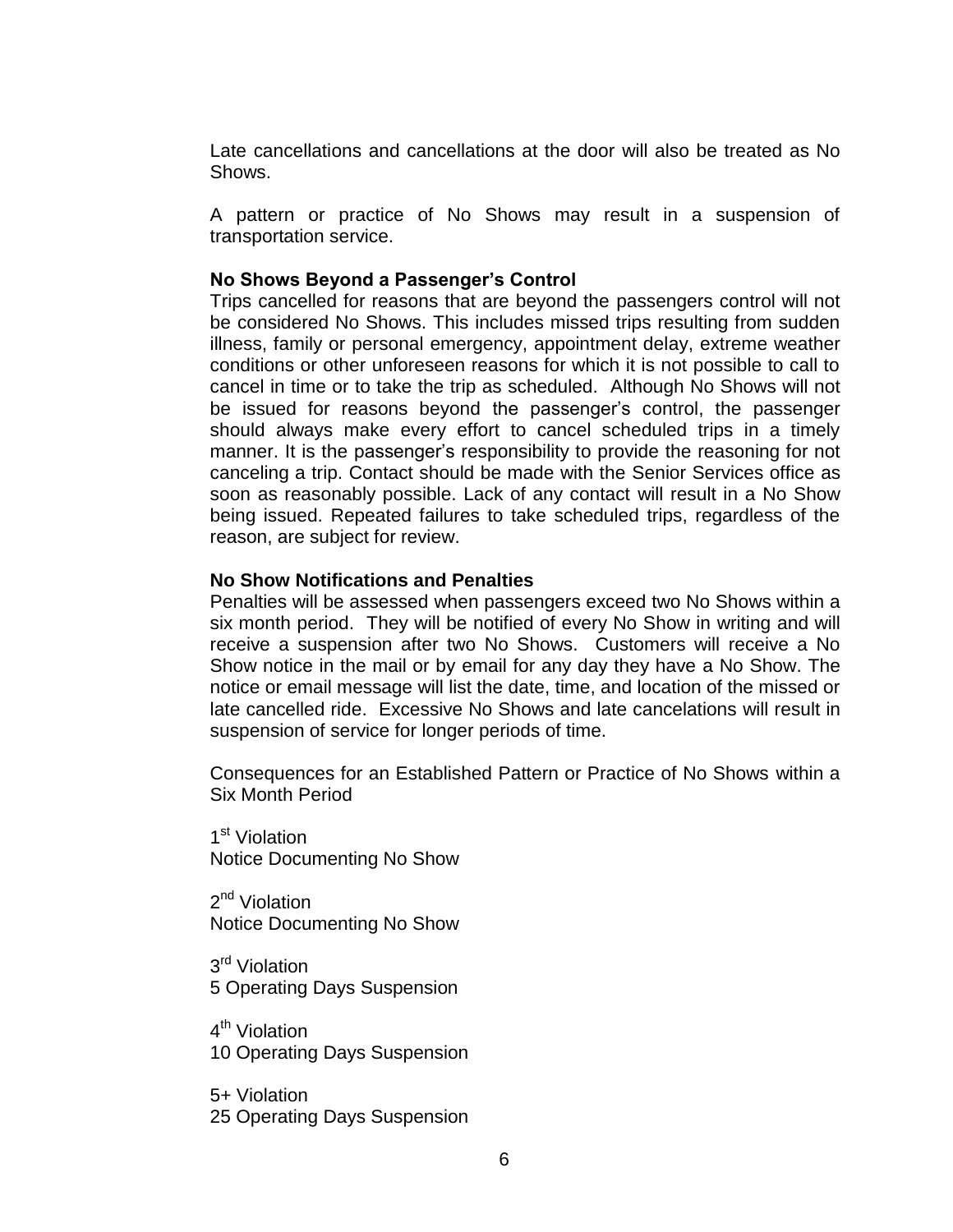Late cancellations and cancellations at the door will also be treated as No Shows.

A pattern or practice of No Shows may result in a suspension of transportation service.

**No Shows Beyond a Passenger's Control**

Trips cancelled for reasons that are beyond the passengers control will not be considered No Shows. This includes missed trips resulting from sudden illness, family or personal emergency, appointment delay, extreme weather conditions or other unforeseen reasons for which it is not possible to call to cancel in time or to take the trip as scheduled. Although No Shows will not be issued for reasons beyond the passenger's control, the passenger should always make every effort to cancel scheduled trips in a timely manner. It is the passenger's responsibility to provide the reasoning for not canceling a trip. Contact should be made with the Senior Services office as soon as reasonably possible. Lack of any contact will result in a No Show being issued. Repeated failures to take scheduled trips, regardless of the reason, are subject for review.

**No Show Notifications and Penalties**

Penalties will be assessed when passengers exceed two No Shows within a six month period. They will be notified of every No Show in writing and will receive a suspension after two No Shows. Customers will receive a No Show notice in the mail or by email for any day they have a No Show. The notice or email message will list the date, time, and location of the missed or late cancelled ride. Excessive No Shows and late cancelations will result in suspension of service for longer periods of time.

Consequences for an Established Pattern or Practice of No Shows within a Six Month Period

1st Violation
Notice Documenting No Show

2nd Violation
Notice Documenting No Show

3rd Violation
5 Operating Days Suspension

4th Violation
10 Operating Days Suspension

5+ Violation
25 Operating Days Suspension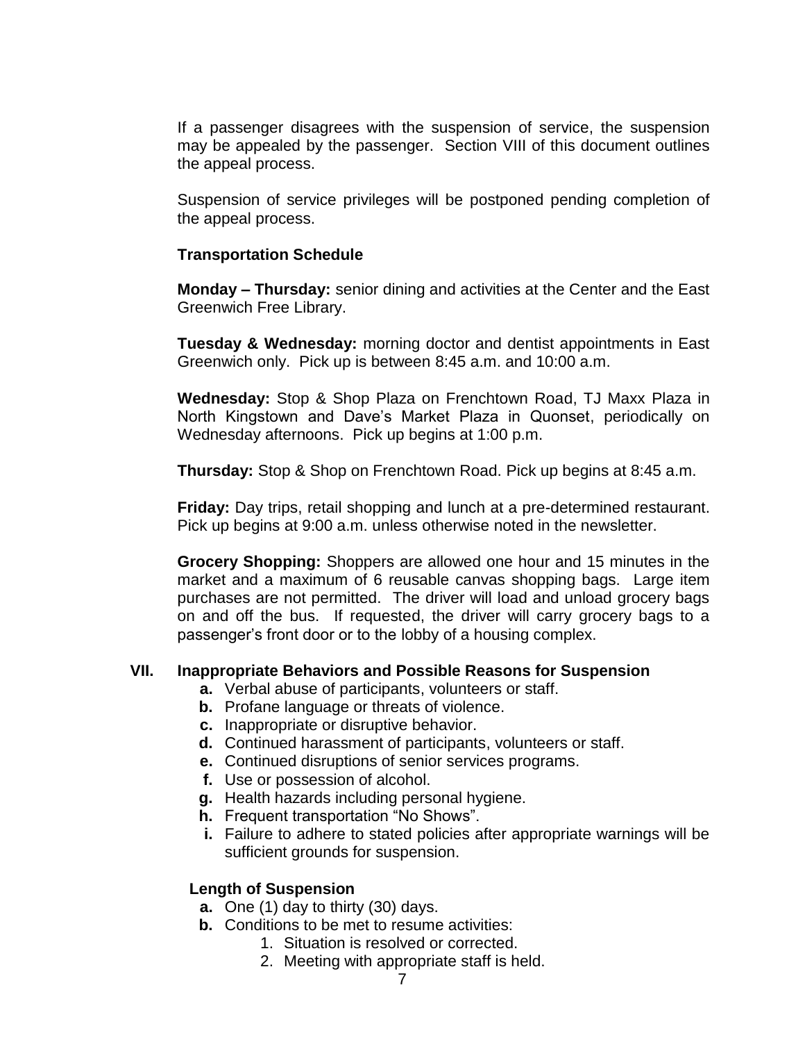If a passenger disagrees with the suspension of service, the suspension may be appealed by the passenger. Section VIII of this document outlines the appeal process.

Suspension of service privileges will be postponed pending completion of the appeal process.

**Transportation Schedule**

**Monday – Thursday:** senior dining and activities at the Center and the East Greenwich Free Library.

**Tuesday & Wednesday:** morning doctor and dentist appointments in East Greenwich only. Pick up is between 8:45 a.m. and 10:00 a.m.

**Wednesday:** Stop & Shop Plaza on Frenchtown Road, TJ Maxx Plaza in North Kingstown and Dave's Market Plaza in Quonset, periodically on Wednesday afternoons. Pick up begins at 1:00 p.m.

**Thursday:** Stop & Shop on Frenchtown Road. Pick up begins at 8:45 a.m.

**Friday:** Day trips, retail shopping and lunch at a pre-determined restaurant. Pick up begins at 9:00 a.m. unless otherwise noted in the newsletter.

**Grocery Shopping:** Shoppers are allowed one hour and 15 minutes in the market and a maximum of 6 reusable canvas shopping bags. Large item purchases are not permitted. The driver will load and unload grocery bags on and off the bus. If requested, the driver will carry grocery bags to a passenger's front door or to the lobby of a housing complex.

## VII. Inappropriate Behaviors and Possible Reasons for Suspension

- **a.** Verbal abuse of participants, volunteers or staff.
- **b.** Profane language or threats of violence.
- **c.** Inappropriate or disruptive behavior.
- **d.** Continued harassment of participants, volunteers or staff.
- **e.** Continued disruptions of senior services programs.
- **f.** Use or possession of alcohol.
- **g.** Health hazards including personal hygiene.
- **h.** Frequent transportation "No Shows".
- **i.** Failure to adhere to stated policies after appropriate warnings will be sufficient grounds for suspension.

**Length of Suspension**

- **a.** One (1) day to thirty (30) days.
- **b.** Conditions to be met to resume activities:
  1. Situation is resolved or corrected.
  2. Meeting with appropriate staff is held.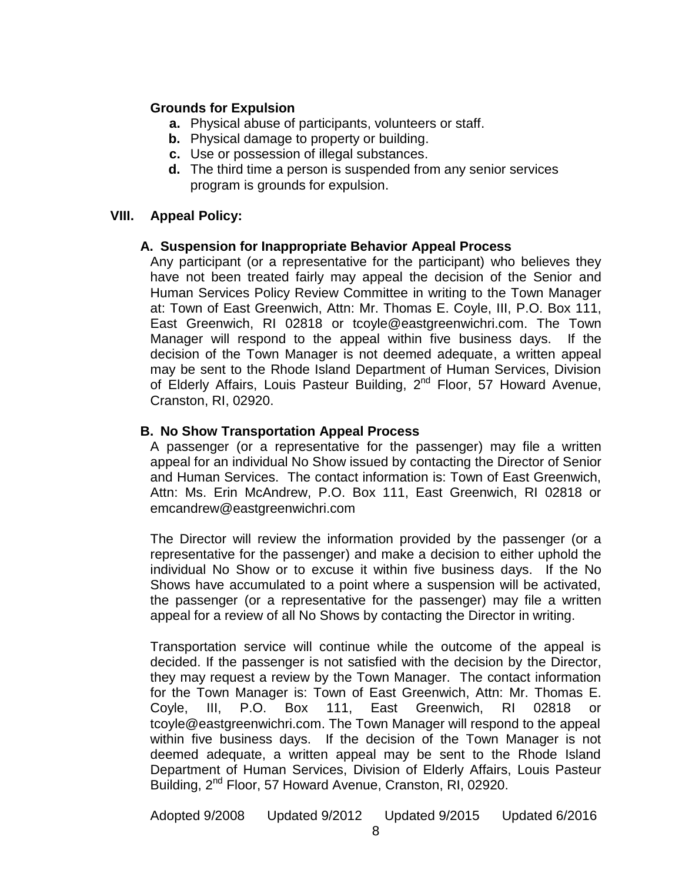**Grounds for Expulsion**

- **a.** Physical abuse of participants, volunteers or staff.
- **b.** Physical damage to property or building.
- **c.** Use or possession of illegal substances.
- **d.** The third time a person is suspended from any senior services program is grounds for expulsion.

## VIII. Appeal Policy:

### A. Suspension for Inappropriate Behavior Appeal Process

Any participant (or a representative for the participant) who believes they have not been treated fairly may appeal the decision of the Senior and Human Services Policy Review Committee in writing to the Town Manager at: Town of East Greenwich, Attn: Mr. Thomas E. Coyle, III, P.O. Box 111, East Greenwich, RI 02818 or tcoyle@eastgreenwichri.com. The Town Manager will respond to the appeal within five business days. If the decision of the Town Manager is not deemed adequate, a written appeal may be sent to the Rhode Island Department of Human Services, Division of Elderly Affairs, Louis Pasteur Building, 2nd Floor, 57 Howard Avenue, Cranston, RI, 02920.

### B. No Show Transportation Appeal Process

A passenger (or a representative for the passenger) may file a written appeal for an individual No Show issued by contacting the Director of Senior and Human Services. The contact information is: Town of East Greenwich, Attn: Ms. Erin McAndrew, P.O. Box 111, East Greenwich, RI 02818 or emcandrew@eastgreenwichri.com

The Director will review the information provided by the passenger (or a representative for the passenger) and make a decision to either uphold the individual No Show or to excuse it within five business days. If the No Shows have accumulated to a point where a suspension will be activated, the passenger (or a representative for the passenger) may file a written appeal for a review of all No Shows by contacting the Director in writing.

Transportation service will continue while the outcome of the appeal is decided. If the passenger is not satisfied with the decision by the Director, they may request a review by the Town Manager. The contact information for the Town Manager is: Town of East Greenwich, Attn: Mr. Thomas E. Coyle, III, P.O. Box 111, East Greenwich, RI 02818 or tcoyle@eastgreenwichri.com. The Town Manager will respond to the appeal within five business days. If the decision of the Town Manager is not deemed adequate, a written appeal may be sent to the Rhode Island Department of Human Services, Division of Elderly Affairs, Louis Pasteur Building, 2nd Floor, 57 Howard Avenue, Cranston, RI, 02920.

Adopted 9/2008 Updated 9/2012 Updated 9/2015 Updated 6/2016